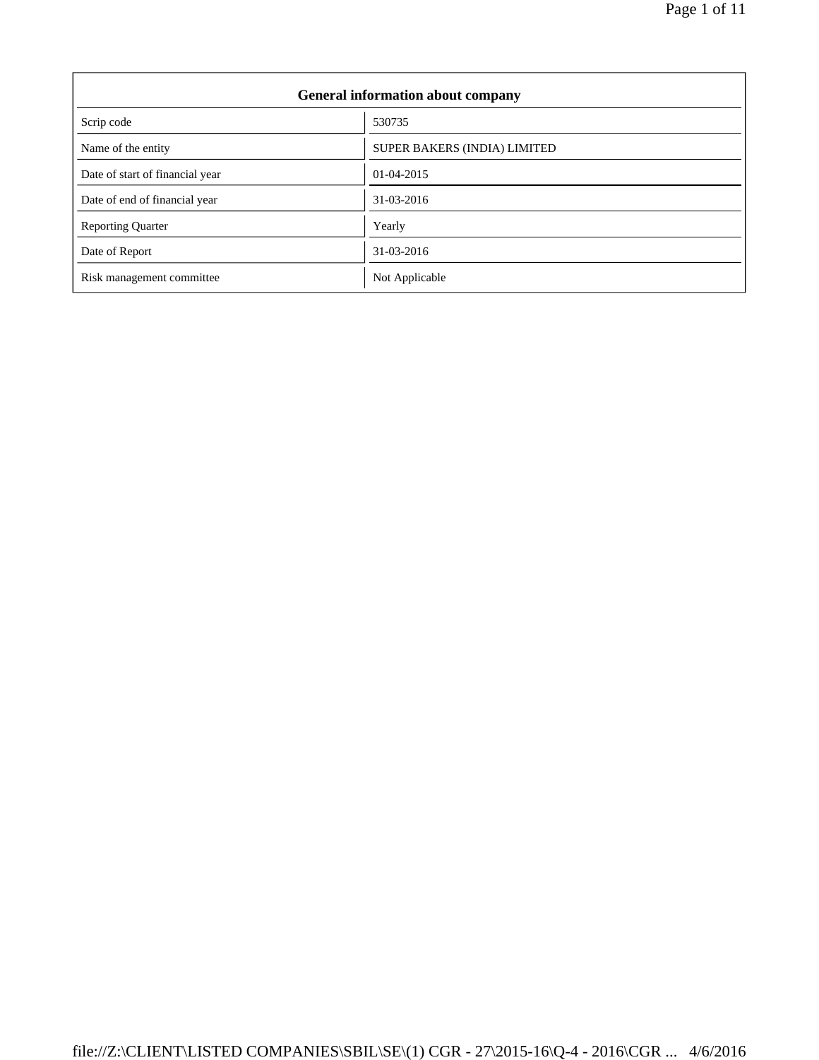| General information about company | |
|---|---|
| Scrip code | 530735 |
| Name of the entity | SUPER BAKERS (INDIA) LIMITED |
| Date of start of financial year | 01-04-2015 |
| Date of end of financial year | 31-03-2016 |
| Reporting Quarter | Yearly |
| Date of Report | 31-03-2016 |
| Risk management committee | Not Applicable |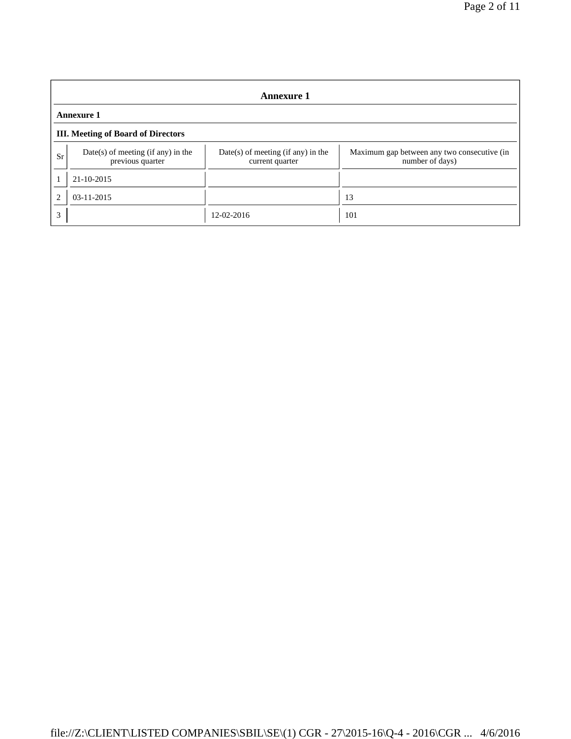## Annexure 1

### Annexure 1

### III. Meeting of Board of Directors

| Sr | Date(s) of meeting (if any) in the previous quarter | Date(s) of meeting (if any) in the current quarter | Maximum gap between any two consecutive (in number of days) |
|---|---|---|---|
| 1 | 21-10-2015 | | |
| 2 | 03-11-2015 | | 13 |
| 3 | | 12-02-2016 | 101 |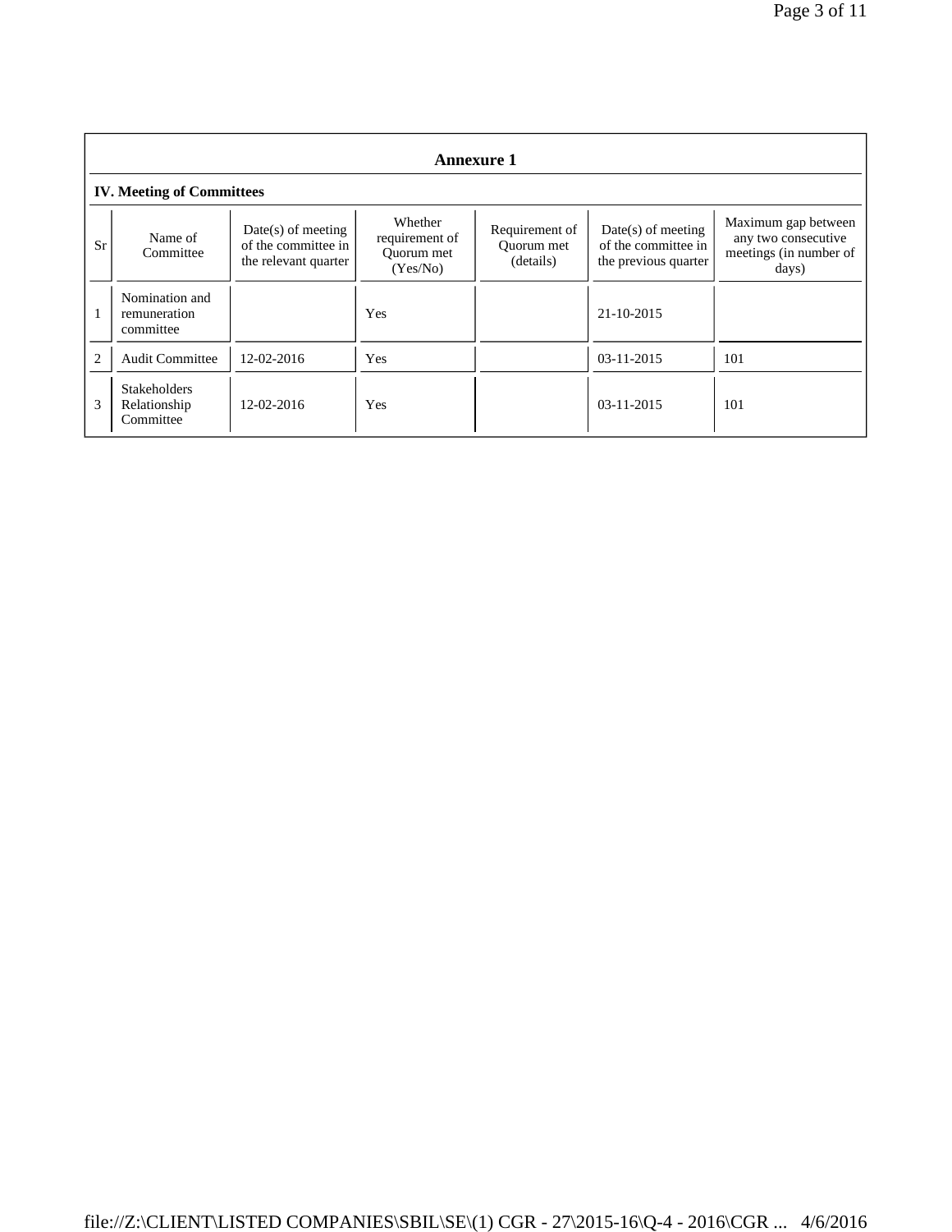## Annexure 1

### IV. Meeting of Committees

| Sr | Name of Committee | Date(s) of meeting of the committee in the relevant quarter | Whether requirement of Quorum met (Yes/No) | Requirement of Quorum met (details) | Date(s) of meeting of the committee in the previous quarter | Maximum gap between any two consecutive meetings (in number of days) |
|---|---|---|---|---|---|---|
| 1 | Nomination and remuneration committee | | Yes | | 21-10-2015 | |
| 2 | Audit Committee | 12-02-2016 | Yes | | 03-11-2015 | 101 |
| 3 | Stakeholders Relationship Committee | 12-02-2016 | Yes | | 03-11-2015 | 101 |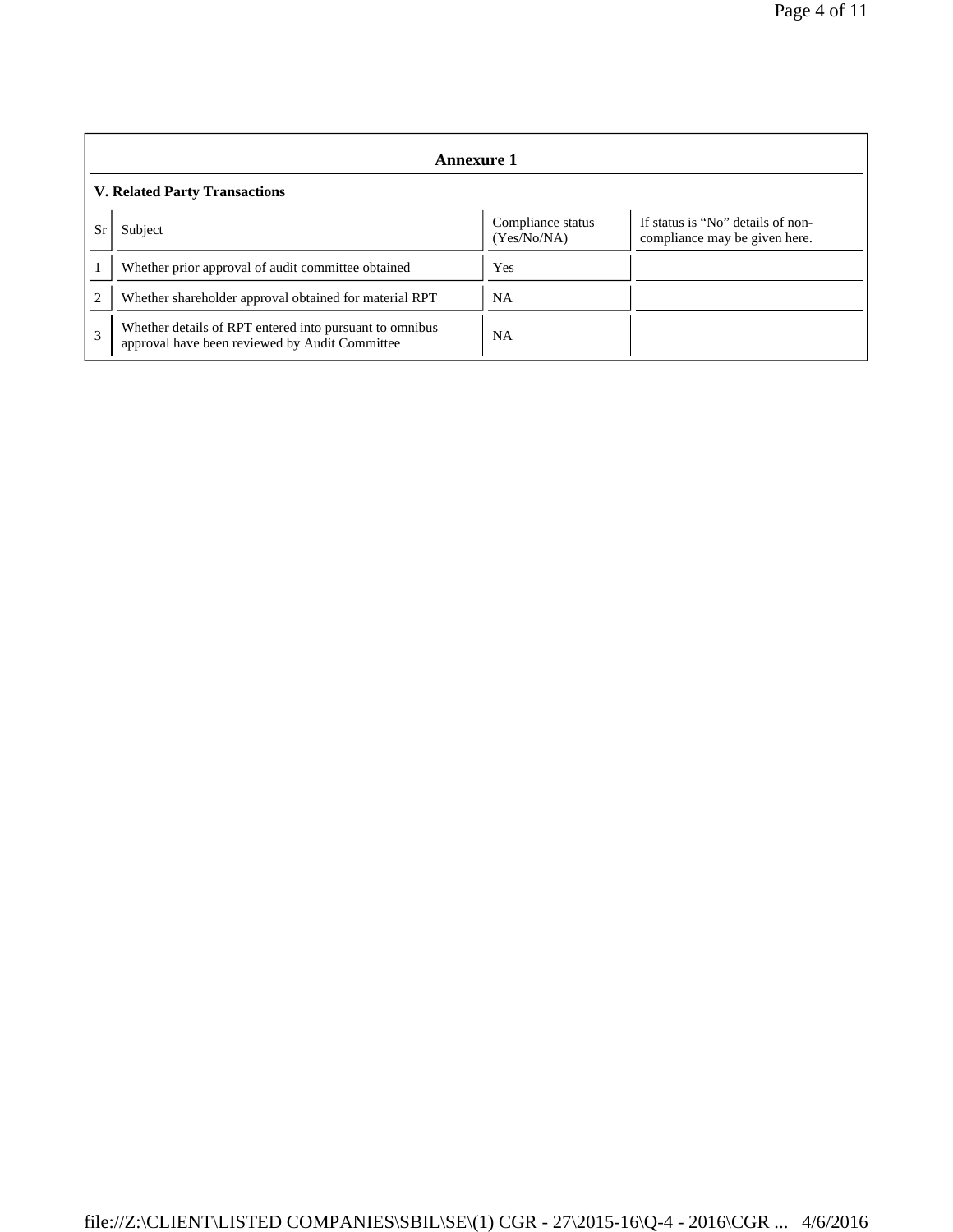## Annexure 1

### V. Related Party Transactions

| Sr | Subject | Compliance status (Yes/No/NA) | If status is "No" details of non-compliance may be given here. |
|---|---|---|---|
| 1 | Whether prior approval of audit committee obtained | Yes | |
| 2 | Whether shareholder approval obtained for material RPT | NA | |
| 3 | Whether details of RPT entered into pursuant to omnibus approval have been reviewed by Audit Committee | NA | |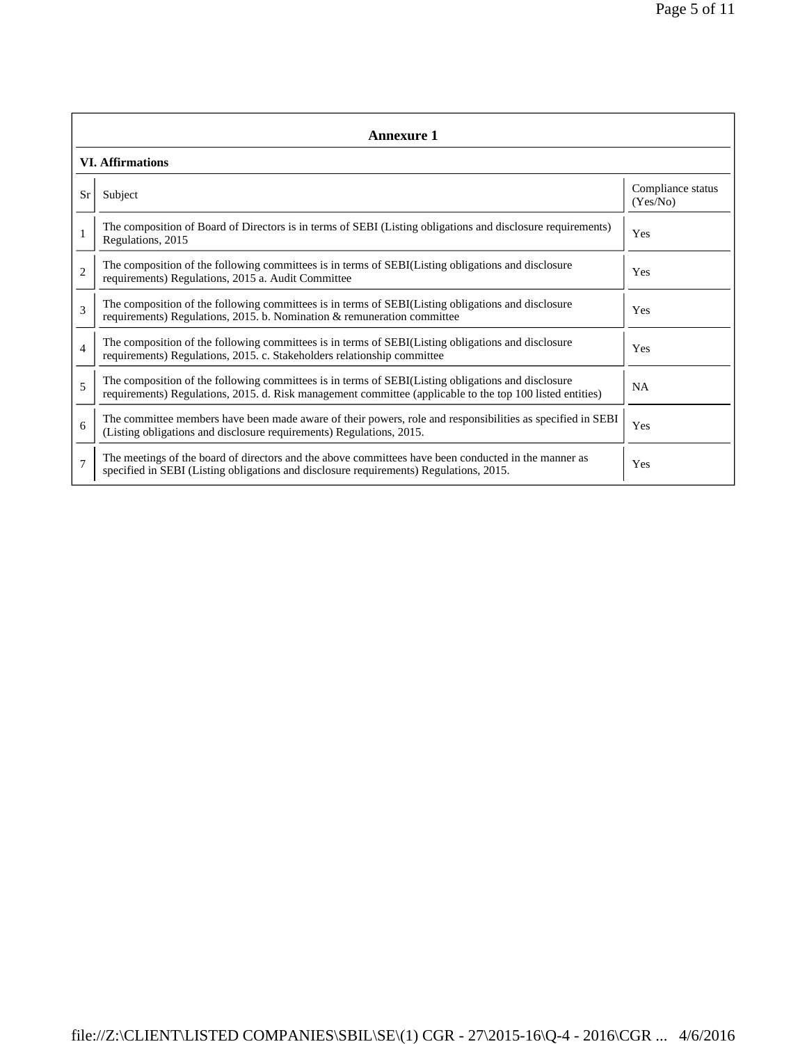## Annexure 1

### VI. Affirmations

| Sr | Subject | Compliance status (Yes/No) |
|---|---|---|
| 1 | The composition of Board of Directors is in terms of SEBI (Listing obligations and disclosure requirements) Regulations, 2015 | Yes |
| 2 | The composition of the following committees is in terms of SEBI(Listing obligations and disclosure requirements) Regulations, 2015 a. Audit Committee | Yes |
| 3 | The composition of the following committees is in terms of SEBI(Listing obligations and disclosure requirements) Regulations, 2015. b. Nomination & remuneration committee | Yes |
| 4 | The composition of the following committees is in terms of SEBI(Listing obligations and disclosure requirements) Regulations, 2015. c. Stakeholders relationship committee | Yes |
| 5 | The composition of the following committees is in terms of SEBI(Listing obligations and disclosure requirements) Regulations, 2015. d. Risk management committee (applicable to the top 100 listed entities) | NA |
| 6 | The committee members have been made aware of their powers, role and responsibilities as specified in SEBI (Listing obligations and disclosure requirements) Regulations, 2015. | Yes |
| 7 | The meetings of the board of directors and the above committees have been conducted in the manner as specified in SEBI (Listing obligations and disclosure requirements) Regulations, 2015. | Yes |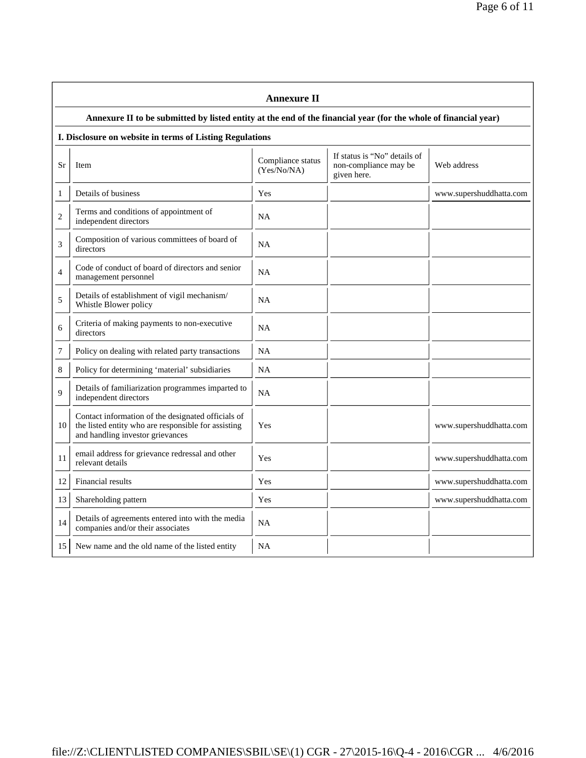## Annexure II

### Annexure II to be submitted by listed entity at the end of the financial year (for the whole of financial year)

#### I. Disclosure on website in terms of Listing Regulations

| Sr | Item | Compliance status (Yes/No/NA) | If status is "No" details of non-compliance may be given here. | Web address |
|---|---|---|---|---|
| 1 | Details of business | Yes | | www.supershuddhatta.com |
| 2 | Terms and conditions of appointment of independent directors | NA | | |
| 3 | Composition of various committees of board of directors | NA | | |
| 4 | Code of conduct of board of directors and senior management personnel | NA | | |
| 5 | Details of establishment of vigil mechanism/ Whistle Blower policy | NA | | |
| 6 | Criteria of making payments to non-executive directors | NA | | |
| 7 | Policy on dealing with related party transactions | NA | | |
| 8 | Policy for determining 'material' subsidiaries | NA | | |
| 9 | Details of familiarization programmes imparted to independent directors | NA | | |
| 10 | Contact information of the designated officials of the listed entity who are responsible for assisting and handling investor grievances | Yes | | www.supershuddhatta.com |
| 11 | email address for grievance redressal and other relevant details | Yes | | www.supershuddhatta.com |
| 12 | Financial results | Yes | | www.supershuddhatta.com |
| 13 | Shareholding pattern | Yes | | www.supershuddhatta.com |
| 14 | Details of agreements entered into with the media companies and/or their associates | NA | | |
| 15 | New name and the old name of the listed entity | NA | | |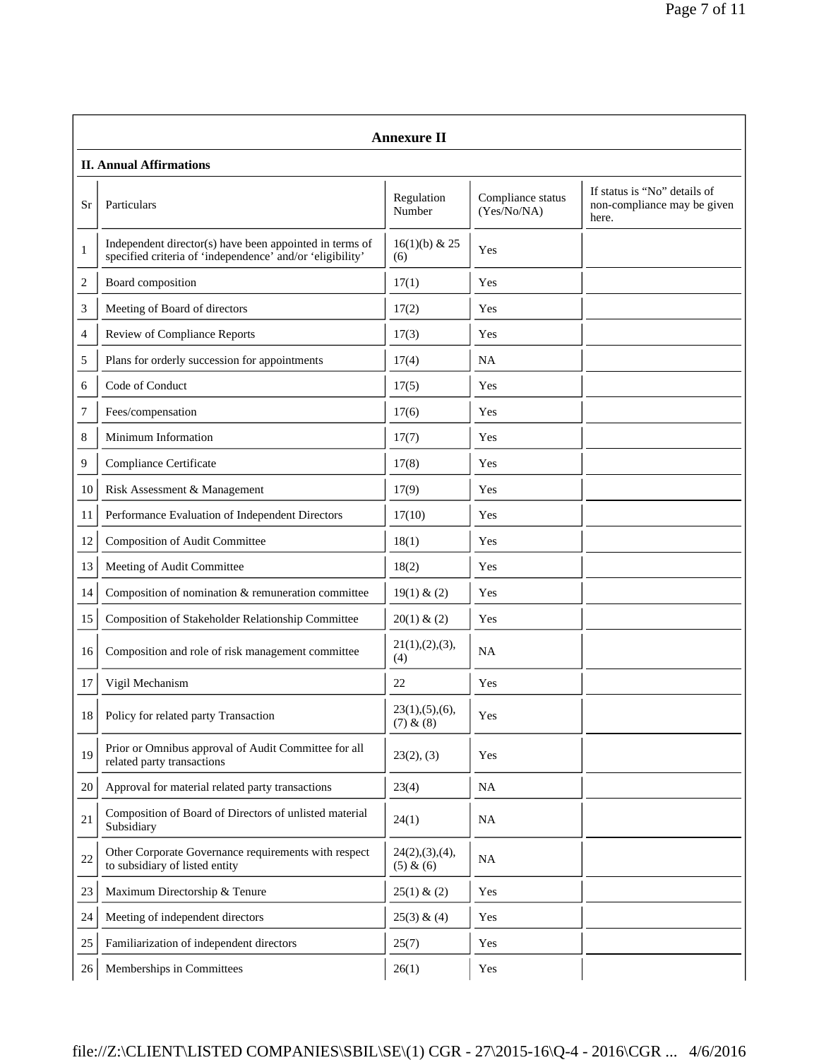## Annexure II

### II. Annual Affirmations

| Sr | Particulars | Regulation Number | Compliance status (Yes/No/NA) | If status is "No" details of non-compliance may be given here. |
|---|---|---|---|---|
| 1 | Independent director(s) have been appointed in terms of specified criteria of 'independence' and/or 'eligibility' | 16(1)(b) & 25 (6) | Yes | |
| 2 | Board composition | 17(1) | Yes | |
| 3 | Meeting of Board of directors | 17(2) | Yes | |
| 4 | Review of Compliance Reports | 17(3) | Yes | |
| 5 | Plans for orderly succession for appointments | 17(4) | NA | |
| 6 | Code of Conduct | 17(5) | Yes | |
| 7 | Fees/compensation | 17(6) | Yes | |
| 8 | Minimum Information | 17(7) | Yes | |
| 9 | Compliance Certificate | 17(8) | Yes | |
| 10 | Risk Assessment & Management | 17(9) | Yes | |
| 11 | Performance Evaluation of Independent Directors | 17(10) | Yes | |
| 12 | Composition of Audit Committee | 18(1) | Yes | |
| 13 | Meeting of Audit Committee | 18(2) | Yes | |
| 14 | Composition of nomination & remuneration committee | 19(1) & (2) | Yes | |
| 15 | Composition of Stakeholder Relationship Committee | 20(1) & (2) | Yes | |
| 16 | Composition and role of risk management committee | 21(1),(2),(3),(4) | NA | |
| 17 | Vigil Mechanism | 22 | Yes | |
| 18 | Policy for related party Transaction | 23(1),(5),(6),(7) & (8) | Yes | |
| 19 | Prior or Omnibus approval of Audit Committee for all related party transactions | 23(2), (3) | Yes | |
| 20 | Approval for material related party transactions | 23(4) | NA | |
| 21 | Composition of Board of Directors of unlisted material Subsidiary | 24(1) | NA | |
| 22 | Other Corporate Governance requirements with respect to subsidiary of listed entity | 24(2),(3),(4),(5) & (6) | NA | |
| 23 | Maximum Directorship & Tenure | 25(1) & (2) | Yes | |
| 24 | Meeting of independent directors | 25(3) & (4) | Yes | |
| 25 | Familiarization of independent directors | 25(7) | Yes | |
| 26 | Memberships in Committees | 26(1) | Yes | |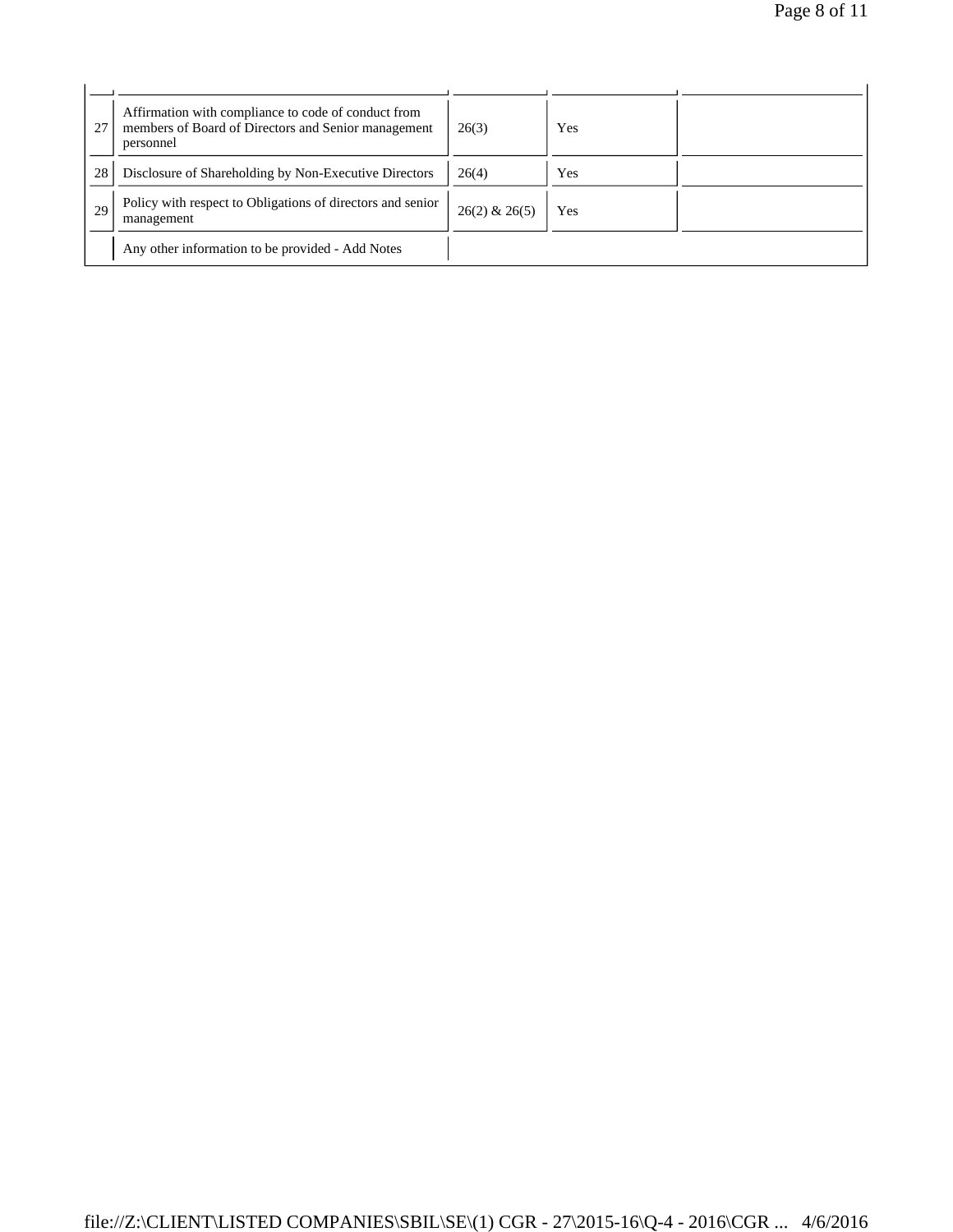| | | | | |
|---|---|---|---|---|
| 27 | Affirmation with compliance to code of conduct from members of Board of Directors and Senior management personnel | 26(3) | Yes | |
| 28 | Disclosure of Shareholding by Non-Executive Directors | 26(4) | Yes | |
| 29 | Policy with respect to Obligations of directors and senior management | 26(2) & 26(5) | Yes | |
| | Any other information to be provided - Add Notes | | | |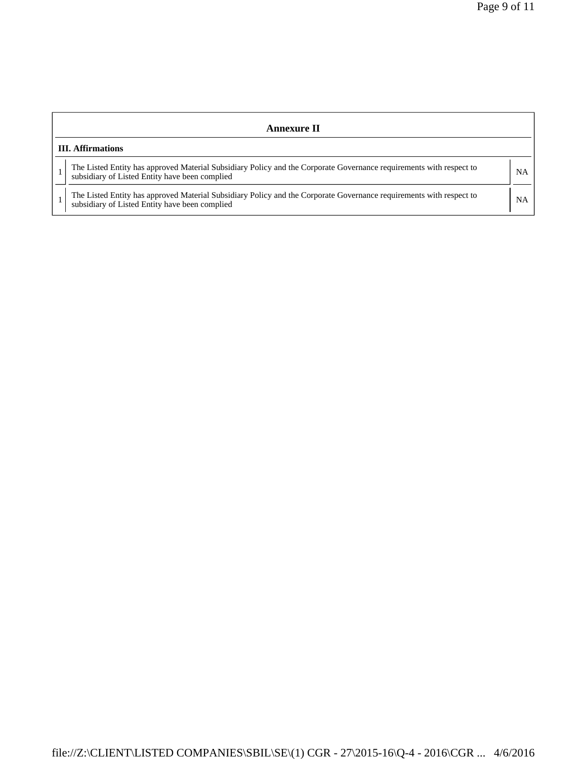## Annexure II

**III. Affirmations**

| | | |
|---|---|---|
| 1 | The Listed Entity has approved Material Subsidiary Policy and the Corporate Governance requirements with respect to subsidiary of Listed Entity have been complied | NA |
| 1 | The Listed Entity has approved Material Subsidiary Policy and the Corporate Governance requirements with respect to subsidiary of Listed Entity have been complied | NA |

file://Z:\CLIENT\LISTED COMPANIES\SBIL\SE\(1) CGR - 27\2015-16\Q-4 - 2016\CGR ... 4/6/2016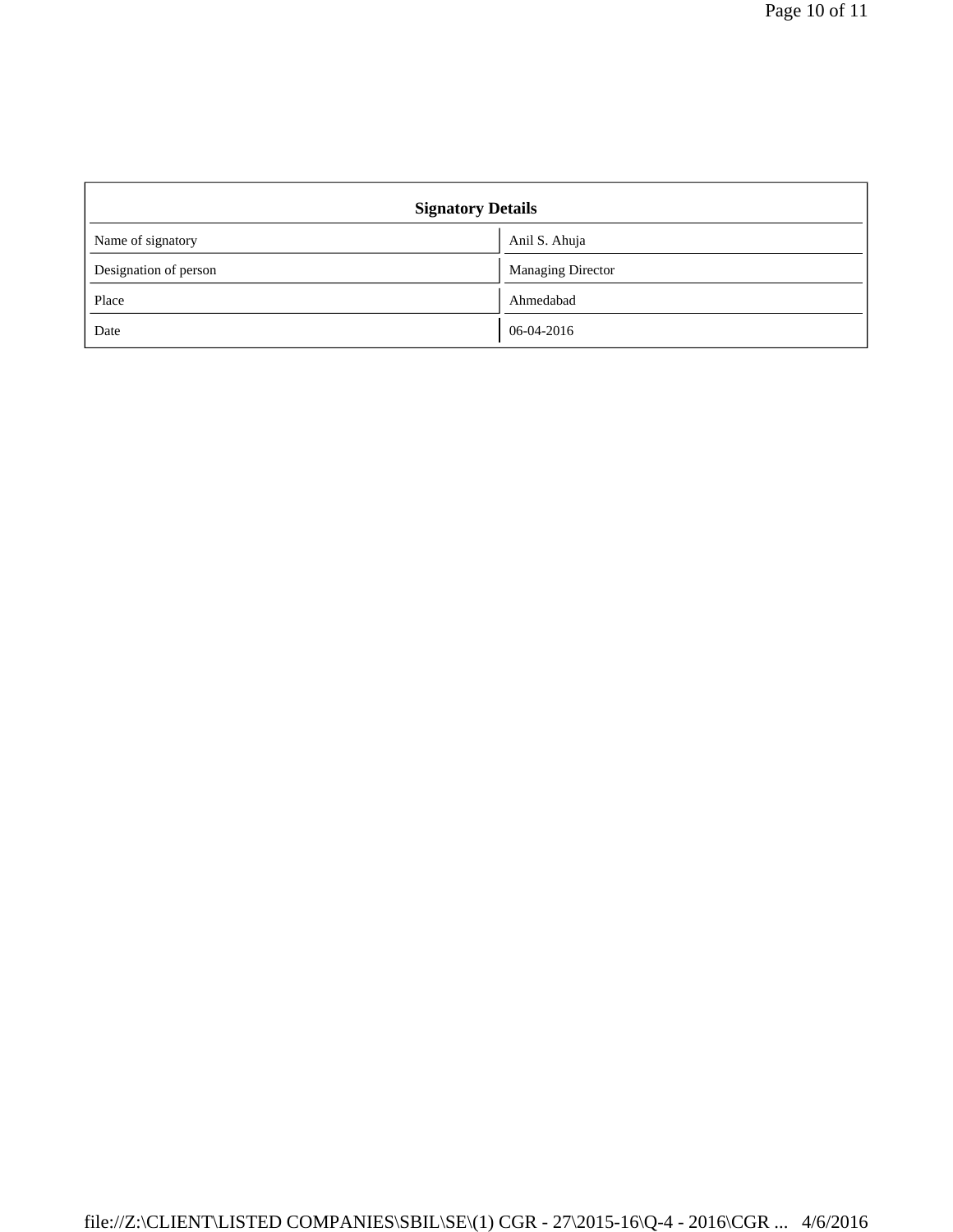| Signatory Details | |
|---|---|
| Name of signatory | Anil S. Ahuja |
| Designation of person | Managing Director |
| Place | Ahmedabad |
| Date | 06-04-2016 |